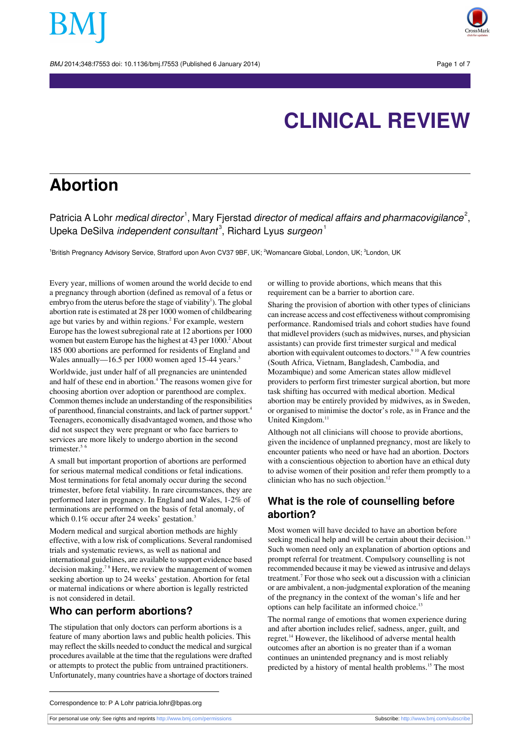# CLINICAL REVIEW

# Abortion

Patricia A Lohr *medical director*[1], Mary Fjerstad *director of medical affairs and pharmacovigilance*[2], Upeka DeSilva *independent consultant*[3], Richard Lyus *surgeon*[1]

[1]British Pregnancy Advisory Service, Stratford upon Avon CV37 9BF, UK; [2]Womancare Global, London, UK; [3]London, UK

Every year, millions of women around the world decide to end a pregnancy through abortion (defined as removal of a fetus or embryo from the uterus before the stage of viability[1]). The global abortion rate is estimated at 28 per 1000 women of childbearing age but varies by and within regions.[2] For example, western Europe has the lowest subregional rate at 12 abortions per 1000 women but eastern Europe has the highest at 43 per 1000.[2] About 185 000 abortions are performed for residents of England and Wales annually—16.5 per 1000 women aged 15-44 years.[3]

Worldwide, just under half of all pregnancies are unintended and half of these end in abortion.[4] The reasons women give for choosing abortion over adoption or parenthood are complex. Common themes include an understanding of the responsibilities of parenthood, financial constraints, and lack of partner support.[4] Teenagers, economically disadvantaged women, and those who did not suspect they were pregnant or who face barriers to services are more likely to undergo abortion in the second trimester.[5,6]

A small but important proportion of abortions are performed for serious maternal medical conditions or fetal indications. Most terminations for fetal anomaly occur during the second trimester, before fetal viability. In rare circumstances, they are performed later in pregnancy. In England and Wales, 1-2% of terminations are performed on the basis of fetal anomaly, of which 0.1% occur after 24 weeks' gestation.[3]

Modern medical and surgical abortion methods are highly effective, with a low risk of complications. Several randomised trials and systematic reviews, as well as national and international guidelines, are available to support evidence based decision making.[7,8] Here, we review the management of women seeking abortion up to 24 weeks' gestation. Abortion for fetal or maternal indications or where abortion is legally restricted is not considered in detail.

## Who can perform abortions?

The stipulation that only doctors can perform abortions is a feature of many abortion laws and public health policies. This may reflect the skills needed to conduct the medical and surgical procedures available at the time that the regulations were drafted or attempts to protect the public from untrained practitioners. Unfortunately, many countries have a shortage of doctors trained or willing to provide abortions, which means that this requirement can be a barrier to abortion care.

Sharing the provision of abortion with other types of clinicians can increase access and cost effectiveness without compromising performance. Randomised trials and cohort studies have found that midlevel providers (such as midwives, nurses, and physician assistants) can provide first trimester surgical and medical abortion with equivalent outcomes to doctors.[9,10] A few countries (South Africa, Vietnam, Bangladesh, Cambodia, and Mozambique) and some American states allow midlevel providers to perform first trimester surgical abortion, but more task shifting has occurred with medical abortion. Medical abortion may be entirely provided by midwives, as in Sweden, or organised to minimise the doctor's role, as in France and the United Kingdom.[11]

Although not all clinicians will choose to provide abortions, given the incidence of unplanned pregnancy, most are likely to encounter patients who need or have had an abortion. Doctors with a conscientious objection to abortion have an ethical duty to advise women of their position and refer them promptly to a clinician who has no such objection.[12]

## What is the role of counselling before abortion?

Most women will have decided to have an abortion before seeking medical help and will be certain about their decision.[13] Such women need only an explanation of abortion options and prompt referral for treatment. Compulsory counselling is not recommended because it may be viewed as intrusive and delays treatment.[7] For those who seek out a discussion with a clinician or are ambivalent, a non-judgmental exploration of the meaning of the pregnancy in the context of the woman's life and her options can help facilitate an informed choice.[13]

The normal range of emotions that women experience during and after abortion includes relief, sadness, anger, guilt, and regret.[14] However, the likelihood of adverse mental health outcomes after an abortion is no greater than if a woman continues an unintended pregnancy and is most reliably predicted by a history of mental health problems.[15] The most

Correspondence to: P A Lohr patricia.lohr@bpas.org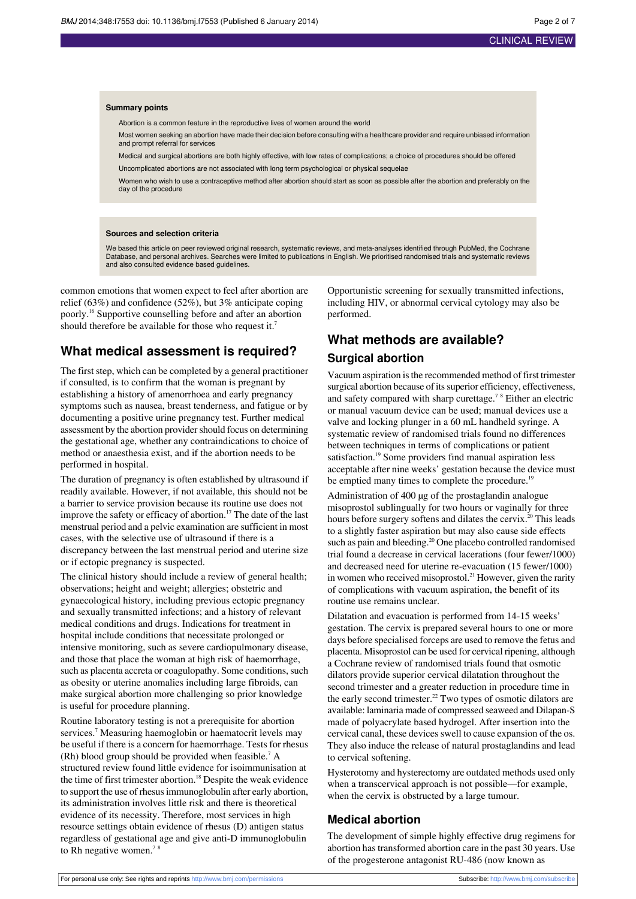**Summary points**

- Abortion is a common feature in the reproductive lives of women around the world
- Most women seeking an abortion have made their decision before consulting with a healthcare provider and require unbiased information and prompt referral for services
- Medical and surgical abortions are both highly effective, with low rates of complications; a choice of procedures should be offered
- Uncomplicated abortions are not associated with long term psychological or physical sequelae
- Women who wish to use a contraceptive method after abortion should start as soon as possible after the abortion and preferably on the day of the procedure

**Sources and selection criteria**

We based this article on peer reviewed original research, systematic reviews, and meta-analyses identified through PubMed, the Cochrane Database, and personal archives. Searches were limited to publications in English. We prioritised randomised trials and systematic reviews and also consulted evidence based guidelines.

common emotions that women expect to feel after abortion are relief (63%) and confidence (52%), but 3% anticipate coping poorly.[16] Supportive counselling before and after an abortion should therefore be available for those who request it.[7]

## What medical assessment is required?

The first step, which can be completed by a general practitioner if consulted, is to confirm that the woman is pregnant by establishing a history of amenorrhoea and early pregnancy symptoms such as nausea, breast tenderness, and fatigue or by documenting a positive urine pregnancy test. Further medical assessment by the abortion provider should focus on determining the gestational age, whether any contraindications to choice of method or anaesthesia exist, and if the abortion needs to be performed in hospital.

The duration of pregnancy is often established by ultrasound if readily available. However, if not available, this should not be a barrier to service provision because its routine use does not improve the safety or efficacy of abortion.[17] The date of the last menstrual period and a pelvic examination are sufficient in most cases, with the selective use of ultrasound if there is a discrepancy between the last menstrual period and uterine size or if ectopic pregnancy is suspected.

The clinical history should include a review of general health; observations; height and weight; allergies; obstetric and gynaecological history, including previous ectopic pregnancy and sexually transmitted infections; and a history of relevant medical conditions and drugs. Indications for treatment in hospital include conditions that necessitate prolonged or intensive monitoring, such as severe cardiopulmonary disease, and those that place the woman at high risk of haemorrhage, such as placenta accreta or coagulopathy. Some conditions, such as obesity or uterine anomalies including large fibroids, can make surgical abortion more challenging so prior knowledge is useful for procedure planning.

Routine laboratory testing is not a prerequisite for abortion services.[7] Measuring haemoglobin or haematocrit levels may be useful if there is a concern for haemorrhage. Tests for rhesus (Rh) blood group should be provided when feasible.[7] A structured review found little evidence for isoimmunisation at the time of first trimester abortion.[18] Despite the weak evidence to support the use of rhesus immunoglobulin after early abortion, its administration involves little risk and there is theoretical evidence of its necessity. Therefore, most services in high resource settings obtain evidence of rhesus (D) antigen status regardless of gestational age and give anti-D immunoglobulin to Rh negative women.[7,8]

Opportunistic screening for sexually transmitted infections, including HIV, or abnormal cervical cytology may also be performed.

## What methods are available?

### Surgical abortion

Vacuum aspiration is the recommended method of first trimester surgical abortion because of its superior efficiency, effectiveness, and safety compared with sharp curettage.[7,8] Either an electric or manual vacuum device can be used; manual devices use a valve and locking plunger in a 60 mL handheld syringe. A systematic review of randomised trials found no differences between techniques in terms of complications or patient satisfaction.[19] Some providers find manual aspiration less acceptable after nine weeks' gestation because the device must be emptied many times to complete the procedure.[19]

Administration of 400 µg of the prostaglandin analogue misoprostol sublingually for two hours or vaginally for three hours before surgery softens and dilates the cervix.[20] This leads to a slightly faster aspiration but may also cause side effects such as pain and bleeding.[20] One placebo controlled randomised trial found a decrease in cervical lacerations (four fewer/1000) and decreased need for uterine re-evacuation (15 fewer/1000) in women who received misoprostol.[21] However, given the rarity of complications with vacuum aspiration, the benefit of its routine use remains unclear.

Dilatation and evacuation is performed from 14-15 weeks' gestation. The cervix is prepared several hours to one or more days before specialised forceps are used to remove the fetus and placenta. Misoprostol can be used for cervical ripening, although a Cochrane review of randomised trials found that osmotic dilators provide superior cervical dilatation throughout the second trimester and a greater reduction in procedure time in the early second trimester.[22] Two types of osmotic dilators are available: laminaria made of compressed seaweed and Dilapan-S made of polyacrylate based hydrogel. After insertion into the cervical canal, these devices swell to cause expansion of the os. They also induce the release of natural prostaglandins and lead to cervical softening.

Hysterotomy and hysterectomy are outdated methods used only when a transcervical approach is not possible—for example, when the cervix is obstructed by a large tumour.

### Medical abortion

The development of simple highly effective drug regimens for abortion has transformed abortion care in the past 30 years. Use of the progesterone antagonist RU-486 (now known as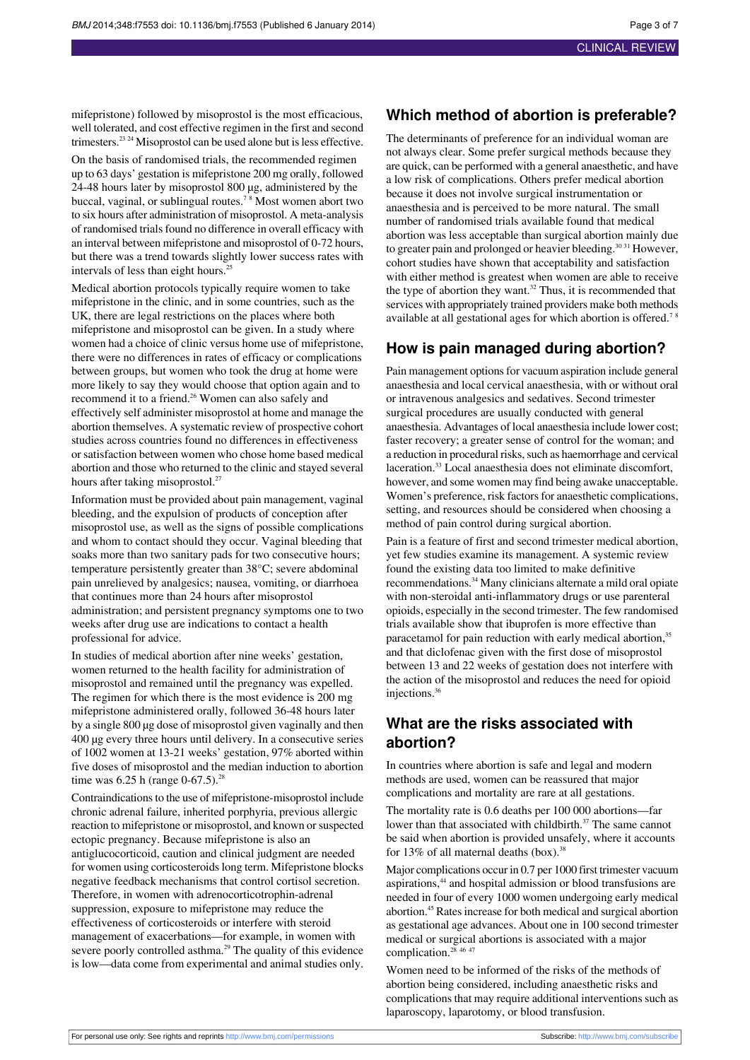mifepristone) followed by misoprostol is the most efficacious, well tolerated, and cost effective regimen in the first and second trimesters.[23 24] Misoprostol can be used alone but is less effective.

On the basis of randomised trials, the recommended regimen up to 63 days' gestation is mifepristone 200 mg orally, followed 24-48 hours later by misoprostol 800 µg, administered by the buccal, vaginal, or sublingual routes.[7 8] Most women abort two to six hours after administration of misoprostol. A meta-analysis of randomised trials found no difference in overall efficacy with an interval between mifepristone and misoprostol of 0-72 hours, but there was a trend towards slightly lower success rates with intervals of less than eight hours.[25]

Medical abortion protocols typically require women to take mifepristone in the clinic, and in some countries, such as the UK, there are legal restrictions on the places where both mifepristone and misoprostol can be given. In a study where women had a choice of clinic versus home use of mifepristone, there were no differences in rates of efficacy or complications between groups, but women who took the drug at home were more likely to say they would choose that option again and to recommend it to a friend.[26] Women can also safely and effectively self administer misoprostol at home and manage the abortion themselves. A systematic review of prospective cohort studies across countries found no differences in effectiveness or satisfaction between women who chose home based medical abortion and those who returned to the clinic and stayed several hours after taking misoprostol.[27]

Information must be provided about pain management, vaginal bleeding, and the expulsion of products of conception after misoprostol use, as well as the signs of possible complications and whom to contact should they occur. Vaginal bleeding that soaks more than two sanitary pads for two consecutive hours; temperature persistently greater than 38°C; severe abdominal pain unrelieved by analgesics; nausea, vomiting, or diarrhoea that continues more than 24 hours after misoprostol administration; and persistent pregnancy symptoms one to two weeks after drug use are indications to contact a health professional for advice.

In studies of medical abortion after nine weeks' gestation, women returned to the health facility for administration of misoprostol and remained until the pregnancy was expelled. The regimen for which there is the most evidence is 200 mg mifepristone administered orally, followed 36-48 hours later by a single 800 µg dose of misoprostol given vaginally and then 400 µg every three hours until delivery. In a consecutive series of 1002 women at 13-21 weeks' gestation, 97% aborted within five doses of misoprostol and the median induction to abortion time was 6.25 h (range 0-67.5).[28]

Contraindications to the use of mifepristone-misoprostol include chronic adrenal failure, inherited porphyria, previous allergic reaction to mifepristone or misoprostol, and known or suspected ectopic pregnancy. Because mifepristone is also an antiglucocorticoid, caution and clinical judgment are needed for women using corticosteroids long term. Mifepristone blocks negative feedback mechanisms that control cortisol secretion. Therefore, in women with adrenocorticotrophin-adrenal suppression, exposure to mifepristone may reduce the effectiveness of corticosteroids or interfere with steroid management of exacerbations—for example, in women with severe poorly controlled asthma.[29] The quality of this evidence is low—data come from experimental and animal studies only.

## Which method of abortion is preferable?

The determinants of preference for an individual woman are not always clear. Some prefer surgical methods because they are quick, can be performed with a general anaesthetic, and have a low risk of complications. Others prefer medical abortion because it does not involve surgical instrumentation or anaesthesia and is perceived to be more natural. The small number of randomised trials available found that medical abortion was less acceptable than surgical abortion mainly due to greater pain and prolonged or heavier bleeding.[30 31] However, cohort studies have shown that acceptability and satisfaction with either method is greatest when women are able to receive the type of abortion they want.[32] Thus, it is recommended that services with appropriately trained providers make both methods available at all gestational ages for which abortion is offered.[7 8]

## How is pain managed during abortion?

Pain management options for vacuum aspiration include general anaesthesia and local cervical anaesthesia, with or without oral or intravenous analgesics and sedatives. Second trimester surgical procedures are usually conducted with general anaesthesia. Advantages of local anaesthesia include lower cost; faster recovery; a greater sense of control for the woman; and a reduction in procedural risks, such as haemorrhage and cervical laceration.[33] Local anaesthesia does not eliminate discomfort, however, and some women may find being awake unacceptable. Women's preference, risk factors for anaesthetic complications, setting, and resources should be considered when choosing a method of pain control during surgical abortion.

Pain is a feature of first and second trimester medical abortion, yet few studies examine its management. A systemic review found the existing data too limited to make definitive recommendations.[34] Many clinicians alternate a mild oral opiate with non-steroidal anti-inflammatory drugs or use parenteral opioids, especially in the second trimester. The few randomised trials available show that ibuprofen is more effective than paracetamol for pain reduction with early medical abortion,[35] and that diclofenac given with the first dose of misoprostol between 13 and 22 weeks of gestation does not interfere with the action of the misoprostol and reduces the need for opioid injections.[36]

## What are the risks associated with abortion?

In countries where abortion is safe and legal and modern methods are used, women can be reassured that major complications and mortality are rare at all gestations.

The mortality rate is 0.6 deaths per 100 000 abortions—far lower than that associated with childbirth.[37] The same cannot be said when abortion is provided unsafely, where it accounts for 13% of all maternal deaths (box).[38]

Major complications occur in 0.7 per 1000 first trimester vacuum aspirations,[44] and hospital admission or blood transfusions are needed in four of every 1000 women undergoing early medical abortion.[45] Rates increase for both medical and surgical abortion as gestational age advances. About one in 100 second trimester medical or surgical abortions is associated with a major complication.[28 46 47]

Women need to be informed of the risks of the methods of abortion being considered, including anaesthetic risks and complications that may require additional interventions such as laparoscopy, laparotomy, or blood transfusion.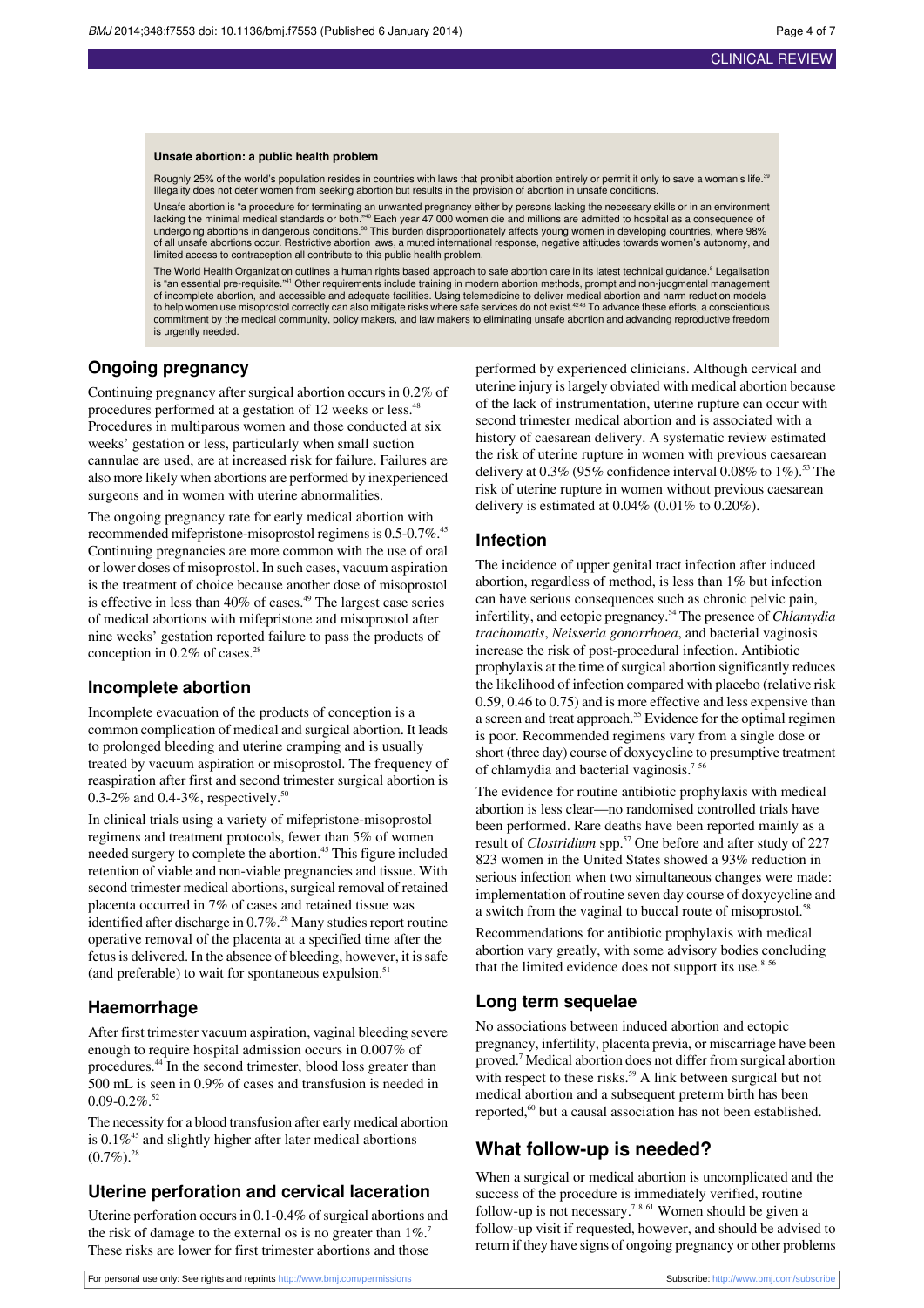**Unsafe abortion: a public health problem**

Roughly 25% of the world's population resides in countries with laws that prohibit abortion entirely or permit it only to save a woman's life.[39] Illegality does not deter women from seeking abortion but results in the provision of abortion in unsafe conditions.

Unsafe abortion is "a procedure for terminating an unwanted pregnancy either by persons lacking the necessary skills or in an environment lacking the minimal medical standards or both."[40] Each year 47 000 women die and millions are admitted to hospital as a consequence of undergoing abortions in dangerous conditions.[38] This burden disproportionately affects young women in developing countries, where 98% of all unsafe abortions occur. Restrictive abortion laws, a muted international response, negative attitudes towards women's autonomy, and limited access to contraception all contribute to this public health problem.

The World Health Organization outlines a human rights based approach to safe abortion care in its latest technical guidance.[8] Legalisation is "an essential pre-requisite."[41] Other requirements include training in modern abortion methods, prompt and non-judgmental management of incomplete abortion, and accessible and adequate facilities. Using telemedicine to deliver medical abortion and harm reduction models to help women use misoprostol correctly can also mitigate risks where safe services do not exist.[42,43] To advance these efforts, a conscientious commitment by the medical community, policy makers, and law makers to eliminating unsafe abortion and advancing reproductive freedom is urgently needed.

### Ongoing pregnancy

Continuing pregnancy after surgical abortion occurs in 0.2% of procedures performed at a gestation of 12 weeks or less.[48] Procedures in multiparous women and those conducted at six weeks' gestation or less, particularly when small suction cannulae are used, are at increased risk for failure. Failures are also more likely when abortions are performed by inexperienced surgeons and in women with uterine abnormalities.

The ongoing pregnancy rate for early medical abortion with recommended mifepristone-misoprostol regimens is 0.5-0.7%.[45] Continuing pregnancies are more common with the use of oral or lower doses of misoprostol. In such cases, vacuum aspiration is the treatment of choice because another dose of misoprostol is effective in less than 40% of cases.[49] The largest case series of medical abortions with mifepristone and misoprostol after nine weeks' gestation reported failure to pass the products of conception in 0.2% of cases.[28]

### Incomplete abortion

Incomplete evacuation of the products of conception is a common complication of medical and surgical abortion. It leads to prolonged bleeding and uterine cramping and is usually treated by vacuum aspiration or misoprostol. The frequency of reaspiration after first and second trimester surgical abortion is 0.3-2% and 0.4-3%, respectively.[50]

In clinical trials using a variety of mifepristone-misoprostol regimens and treatment protocols, fewer than 5% of women needed surgery to complete the abortion.[45] This figure included retention of viable and non-viable pregnancies and tissue. With second trimester medical abortions, surgical removal of retained placenta occurred in 7% of cases and retained tissue was identified after discharge in 0.7%.[28] Many studies report routine operative removal of the placenta at a specified time after the fetus is delivered. In the absence of bleeding, however, it is safe (and preferable) to wait for spontaneous expulsion.[51]

### Haemorrhage

After first trimester vacuum aspiration, vaginal bleeding severe enough to require hospital admission occurs in 0.007% of procedures.[44] In the second trimester, blood loss greater than 500 mL is seen in 0.9% of cases and transfusion is needed in 0.09-0.2%.[52]

The necessity for a blood transfusion after early medical abortion is 0.1%[45] and slightly higher after later medical abortions (0.7%).[28]

### Uterine perforation and cervical laceration

Uterine perforation occurs in 0.1-0.4% of surgical abortions and the risk of damage to the external os is no greater than 1%.[7] These risks are lower for first trimester abortions and those performed by experienced clinicians. Although cervical and uterine injury is largely obviated with medical abortion because of the lack of instrumentation, uterine rupture can occur with second trimester medical abortion and is associated with a history of caesarean delivery. A systematic review estimated the risk of uterine rupture in women with previous caesarean delivery at 0.3% (95% confidence interval 0.08% to 1%).[53] The risk of uterine rupture in women without previous caesarean delivery is estimated at 0.04% (0.01% to 0.20%).

### Infection

The incidence of upper genital tract infection after induced abortion, regardless of method, is less than 1% but infection can have serious consequences such as chronic pelvic pain, infertility, and ectopic pregnancy.[54] The presence of *Chlamydia trachomatis*, *Neisseria gonorrhoea*, and bacterial vaginosis increase the risk of post-procedural infection. Antibiotic prophylaxis at the time of surgical abortion significantly reduces the likelihood of infection compared with placebo (relative risk 0.59, 0.46 to 0.75) and is more effective and less expensive than a screen and treat approach.[55] Evidence for the optimal regimen is poor. Recommended regimens vary from a single dose or short (three day) course of doxycycline to presumptive treatment of chlamydia and bacterial vaginosis.[7,56]

The evidence for routine antibiotic prophylaxis with medical abortion is less clear—no randomised controlled trials have been performed. Rare deaths have been reported mainly as a result of *Clostridium* spp.[57] One before and after study of 227 823 women in the United States showed a 93% reduction in serious infection when two simultaneous changes were made: implementation of routine seven day course of doxycycline and a switch from the vaginal to buccal route of misoprostol.[58]

Recommendations for antibiotic prophylaxis with medical abortion vary greatly, with some advisory bodies concluding that the limited evidence does not support its use.[8,56]

### Long term sequelae

No associations between induced abortion and ectopic pregnancy, infertility, placenta previa, or miscarriage have been proved.[7] Medical abortion does not differ from surgical abortion with respect to these risks.[59] A link between surgical but not medical abortion and a subsequent preterm birth has been reported,[60] but a causal association has not been established.

## What follow-up is needed?

When a surgical or medical abortion is uncomplicated and the success of the procedure is immediately verified, routine follow-up is not necessary.[7,8,61] Women should be given a follow-up visit if requested, however, and should be advised to return if they have signs of ongoing pregnancy or other problems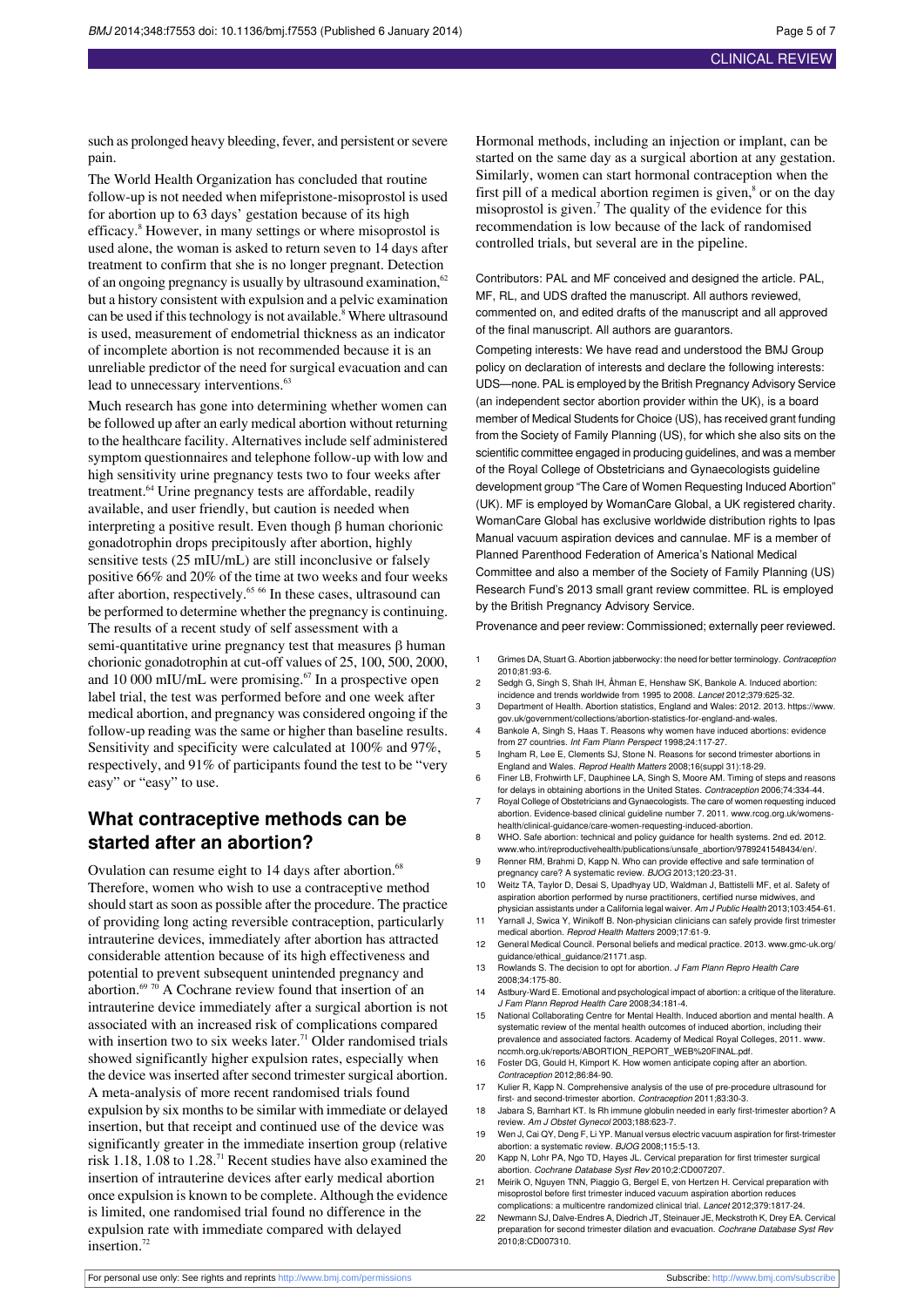such as prolonged heavy bleeding, fever, and persistent or severe pain.

The World Health Organization has concluded that routine follow-up is not needed when mifepristone-misoprostol is used for abortion up to 63 days' gestation because of its high efficacy.[8] However, in many settings or where misoprostol is used alone, the woman is asked to return seven to 14 days after treatment to confirm that she is no longer pregnant. Detection of an ongoing pregnancy is usually by ultrasound examination,[62] but a history consistent with expulsion and a pelvic examination can be used if this technology is not available.[8] Where ultrasound is used, measurement of endometrial thickness as an indicator of incomplete abortion is not recommended because it is an unreliable predictor of the need for surgical evacuation and can lead to unnecessary interventions.[63]

Much research has gone into determining whether women can be followed up after an early medical abortion without returning to the healthcare facility. Alternatives include self administered symptom questionnaires and telephone follow-up with low and high sensitivity urine pregnancy tests two to four weeks after treatment.[64] Urine pregnancy tests are affordable, readily available, and user friendly, but caution is needed when interpreting a positive result. Even though β human chorionic gonadotrophin drops precipitously after abortion, highly sensitive tests (25 mIU/mL) are still inconclusive or falsely positive 66% and 20% of the time at two weeks and four weeks after abortion, respectively.[65 66] In these cases, ultrasound can be performed to determine whether the pregnancy is continuing. The results of a recent study of self assessment with a semi-quantitative urine pregnancy test that measures β human chorionic gonadotrophin at cut-off values of 25, 100, 500, 2000, and 10 000 mIU/mL were promising.[67] In a prospective open label trial, the test was performed before and one week after medical abortion, and pregnancy was considered ongoing if the follow-up reading was the same or higher than baseline results. Sensitivity and specificity were calculated at 100% and 97%, respectively, and 91% of participants found the test to be "very easy" or "easy" to use.

## What contraceptive methods can be started after an abortion?

Ovulation can resume eight to 14 days after abortion.[68] Therefore, women who wish to use a contraceptive method should start as soon as possible after the procedure. The practice of providing long acting reversible contraception, particularly intrauterine devices, immediately after abortion has attracted considerable attention because of its high effectiveness and potential to prevent subsequent unintended pregnancy and abortion.[69 70] A Cochrane review found that insertion of an intrauterine device immediately after a surgical abortion is not associated with an increased risk of complications compared with insertion two to six weeks later.[71] Older randomised trials showed significantly higher expulsion rates, especially when the device was inserted after second trimester surgical abortion. A meta-analysis of more recent randomised trials found expulsion by six months to be similar with immediate or delayed insertion, but that receipt and continued use of the device was significantly greater in the immediate insertion group (relative risk 1.18, 1.08 to 1.28.[71] Recent studies have also examined the insertion of intrauterine devices after early medical abortion once expulsion is known to be complete. Although the evidence is limited, one randomised trial found no difference in the expulsion rate with immediate compared with delayed insertion.[72]

Hormonal methods, including an injection or implant, can be started on the same day as a surgical abortion at any gestation. Similarly, women can start hormonal contraception when the first pill of a medical abortion regimen is given,[8] or on the day misoprostol is given.[7] The quality of the evidence for this recommendation is low because of the lack of randomised controlled trials, but several are in the pipeline.

Contributors: PAL and MF conceived and designed the article. PAL, MF, RL, and UDS drafted the manuscript. All authors reviewed, commented on, and edited drafts of the manuscript and all approved of the final manuscript. All authors are guarantors.

Competing interests: We have read and understood the BMJ Group policy on declaration of interests and declare the following interests: UDS—none. PAL is employed by the British Pregnancy Advisory Service (an independent sector abortion provider within the UK), is a board member of Medical Students for Choice (US), has received grant funding from the Society of Family Planning (US), for which she also sits on the scientific committee engaged in producing guidelines, and was a member of the Royal College of Obstetricians and Gynaecologists guideline development group "The Care of Women Requesting Induced Abortion" (UK). MF is employed by WomanCare Global, a UK registered charity. WomanCare Global has exclusive worldwide distribution rights to Ipas Manual vacuum aspiration devices and cannulae. MF is a member of Planned Parenthood Federation of America's National Medical Committee and also a member of the Society of Family Planning (US) Research Fund's 2013 small grant review committee. RL is employed by the British Pregnancy Advisory Service.

Provenance and peer review: Commissioned; externally peer reviewed.

1. Grimes DA, Stuart G. Abortion jabberwocky: the need for better terminology. *Contraception* 2010;81:93-6.
2. Sedgh G, Singh S, Shah IH, Åhman E, Henshaw SK, Bankole A. Induced abortion: incidence and trends worldwide from 1995 to 2008. *Lancet* 2012;379:625-32.
3. Department of Health. Abortion statistics, England and Wales: 2012. 2013. https://www.gov.uk/government/collections/abortion-statistics-for-england-and-wales.
4. Bankole A, Singh S, Haas T. Reasons why women have induced abortions: evidence from 27 countries. *Int Fam Plann Perspect* 1998;24:117-27.
5. Ingham R, Lee E, Clements SJ, Stone N. Reasons for second trimester abortions in England and Wales. *Reprod Health Matters* 2008;16(suppl 31):18-29.
6. Finer LB, Frohwirth LF, Dauphinee LA, Singh S, Moore AM. Timing of steps and reasons for delays in obtaining abortions in the United States. *Contraception* 2006;74:334-44.
7. Royal College of Obstetricians and Gynaecologists. The care of women requesting induced abortion. Evidence-based clinical guideline number 7. 2011. www.rcog.org.uk/womens-health/clinical-guidance/care-women-requesting-induced-abortion.
8. WHO. Safe abortion: technical and policy guidance for health systems. 2nd ed. 2012. www.who.int/reproductivehealth/publications/unsafe_abortion/9789241548434/en/.
9. Renner RM, Brahmi D, Kapp N. Who can provide effective and safe termination of pregnancy care? A systematic review. *BJOG* 2013;120:23-31.
10. Weitz TA, Taylor D, Desai S, Upadhyay UD, Waldman J, Battistelli MF, et al. Safety of aspiration abortion performed by nurse practitioners, certified nurse midwives, and physician assistants under a California legal waiver. *Am J Public Health* 2013;103:454-61.
11. Yarnall J, Swica Y, Winikoff B. Non-physician clinicians can safely provide first trimester medical abortion. *Reprod Health Matters* 2009;17:61-9.
12. General Medical Council. Personal beliefs and medical practice. 2013. www.gmc-uk.org/guidance/ethical_guidance/21171.asp.
13. Rowlands S. The decision to opt for abortion. *J Fam Plann Repro Health Care* 2008;34:175-80.
14. Astbury-Ward E. Emotional and psychological impact of abortion: a critique of the literature. *J Fam Plann Reprod Health Care* 2008;34:181-4.
15. National Collaborating Centre for Mental Health. Induced abortion and mental health. A systematic review of the mental health outcomes of induced abortion, including their prevalence and associated factors. Academy of Medical Royal Colleges, 2011. www.nccmh.org.uk/reports/ABORTION_REPORT_WEB%20FINAL.pdf.
16. Foster DG, Gould H, Kimport K. How women anticipate coping after an abortion. *Contraception* 2012;86:84-90.
17. Kulier R, Kapp N. Comprehensive analysis of the use of pre-procedure ultrasound for first- and second-trimester abortion. *Contraception* 2011;83:30-3.
18. Jabara S, Barnhart KT. Is Rh immune globulin needed in early first-trimester abortion? A review. *Am J Obstet Gynecol* 2003;188:623-7.
19. Wen J, Cai QY, Deng F, Li YP. Manual versus electric vacuum aspiration for first-trimester abortion: a systematic review. *BJOG* 2008;115:5-13.
20. Kapp N, Lohr PA, Ngo TD, Hayes JL. Cervical preparation for first trimester surgical abortion. *Cochrane Database Syst Rev* 2010;2:CD007207.
21. Meirik O, Nguyen TNN, Piaggio G, Bergel E, von Hertzen H. Cervical preparation with misoprostol before first trimester induced vacuum aspiration abortion reduces complications: a multicentre randomized clinical trial. *Lancet* 2012;379:1817-24.
22. Newmann SJ, Dalve-Endres A, Diedrich JT, Steinauer JE, Meckstroth K, Drey EA. Cervical preparation for second trimester dilation and evacuation. *Cochrane Database Syst Rev* 2010;8:CD007310.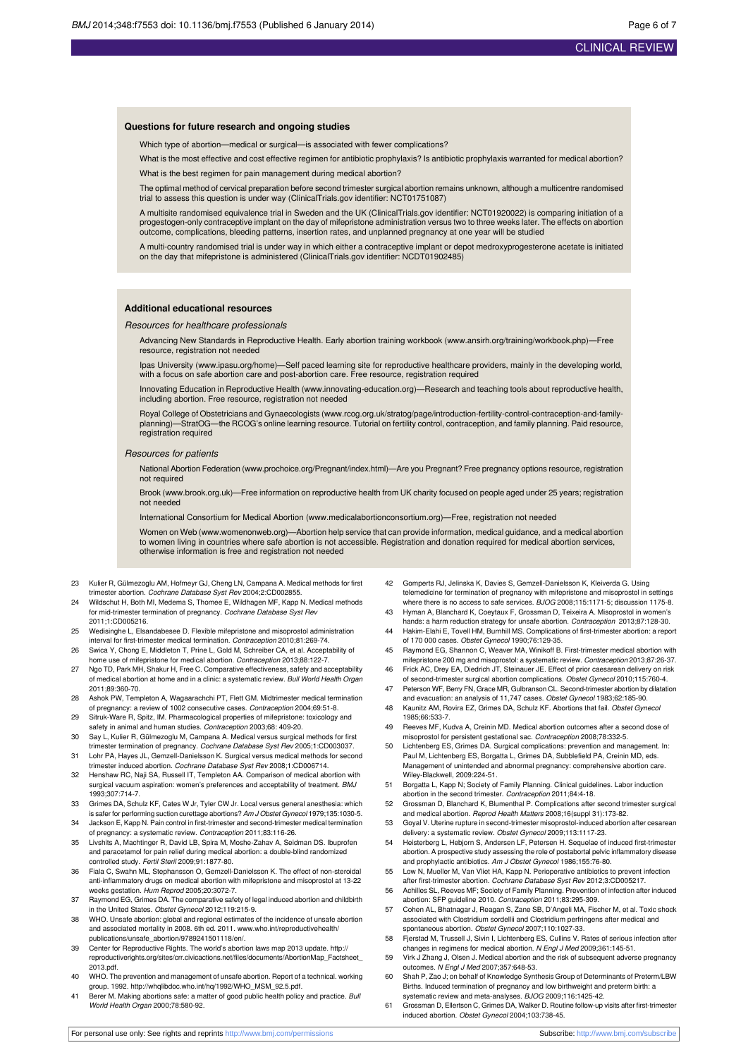### Questions for future research and ongoing studies

Which type of abortion—medical or surgical—is associated with fewer complications?

What is the most effective and cost effective regimen for antibiotic prophylaxis? Is antibiotic prophylaxis warranted for medical abortion?

What is the best regimen for pain management during medical abortion?

The optimal method of cervical preparation before second trimester surgical abortion remains unknown, although a multicentre randomised trial to assess this question is under way (ClinicalTrials.gov identifier: NCT01751087)

A multisite randomised equivalence trial in Sweden and the UK (ClinicalTrials.gov identifier: NCT01920022) is comparing initiation of a progestogen-only contraceptive implant on the day of mifepristone administration versus two to three weeks later. The effects on abortion outcome, complications, bleeding patterns, insertion rates, and unplanned pregnancy at one year will be studied

A multi-country randomised trial is under way in which either a contraceptive implant or depot medroxyprogesterone acetate is initiated on the day that mifepristone is administered (ClinicalTrials.gov identifier: NCDT01902485)

### Additional educational resources

*Resources for healthcare professionals*

Advancing New Standards in Reproductive Health. Early abortion training workbook (www.ansirh.org/training/workbook.php)—Free resource, registration not needed

Ipas University (www.ipasu.org/home)—Self paced learning site for reproductive healthcare providers, mainly in the developing world, with a focus on safe abortion care and post-abortion care. Free resource, registration required

Innovating Education in Reproductive Health (www.innovating-education.org)—Research and teaching tools about reproductive health, including abortion. Free resource, registration not needed

Royal College of Obstetricians and Gynaecologists (www.rcog.org.uk/stratog/page/introduction-fertility-control-contraception-and-family-planning)—StratOG—the RCOG's online learning resource. Tutorial on fertility control, contraception, and family planning. Paid resource, registration required

*Resources for patients*

National Abortion Federation (www.prochoice.org/Pregnant/index.html)—Are you Pregnant? Free pregnancy options resource, registration not required

Brook (www.brook.org.uk)—Free information on reproductive health from UK charity focused on people aged under 25 years; registration not needed

International Consortium for Medical Abortion (www.medicalabortionconsortium.org)—Free, registration not needed

Women on Web (www.womenonweb.org)—Abortion help service that can provide information, medical guidance, and a medical abortion to women living in countries where safe abortion is not accessible. Registration and donation required for medical abortion services, otherwise information is free and registration not needed

23. Kulier R, Gülmezoglu AM, Hofmeyr GJ, Cheng LN, Campana A. Medical methods for first trimester abortion. *Cochrane Database Syst Rev* 2004;2:CD002855.
24. Wildschut H, Both MI, Medema S, Thomee E, Wildhagen MF, Kapp N. Medical methods for mid-trimester termination of pregnancy. *Cochrane Database Syst Rev* 2011;1:CD005216.
25. Wedisinghe L, Elsandabesee D. Flexible mifepristone and misoprostol administration interval for first-trimester medical termination. *Contraception* 2010;81:269-74.
26. Swica Y, Chong E, Middleton T, Prine L, Gold M, Schreiber CA, et al. Acceptability of home use of mifepristone for medical abortion. *Contraception* 2013;88:122-7.
27. Ngo TD, Park MH, Shakur H, Free C. Comparative effectiveness, safety and acceptability of medical abortion at home and in a clinic: a systematic review. *Bull World Health Organ* 2011;89:360-70.
28. Ashok PW, Templeton A, Wagaarachchi PT, Flett GM. Midtrimester medical termination of pregnancy: a review of 1002 consecutive cases. *Contraception* 2004;69:51-8.
29. Sitruk-Ware R, Spitz, IM. Pharmacological properties of mifepristone: toxicology and safety in animal and human studies. *Contraception* 2003;68: 409-20.
30. Say L, Kulier R, Gülmezoglu M, Campana A. Medical versus surgical methods for first trimester termination of pregnancy. *Cochrane Database Syst Rev* 2005;1:CD003037.
31. Lohr PA, Hayes JL, Gemzell-Danielsson K. Surgical versus medical methods for second trimester induced abortion. *Cochrane Database Syst Rev* 2008;1:CD006714.
32. Henshaw RC, Naji SA, Russell IT, Templeton AA. Comparison of medical abortion with surgical vacuum aspiration: women's preferences and acceptability of treatment. *BMJ* 1993;307:714-7.
33. Grimes DA, Schulz KF, Cates W Jr, Tyler CW Jr. Local versus general anesthesia: which is safer for performing suction curettage abortions? *Am J Obstet Gynecol* 1979;135:1030-5.
34. Jackson E, Kapp N. Pain control in first-trimester and second-trimester medical termination of pregnancy: a systematic review. *Contraception* 2011;83:116-26.
35. Livshits A, Machtinger R, David LB, Spira M, Moshe-Zahav A, Seidman DS. Ibuprofen and paracetamol for pain relief during medical abortion: a double-blind randomized controlled study. *Fertil Steril* 2009;91:1877-80.
36. Fiala C, Swahn ML, Stephansson O, Gemzell-Danielsson K. The effect of non-steroidal anti-inflammatory drugs on medical abortion with mifepristone and misoprostol at 13-22 weeks gestation. *Hum Reprod* 2005;20:3072-7.
37. Raymond EG, Grimes DA. The comparative safety of legal induced abortion and childbirth in the United States. *Obstet Gynecol* 2012;119:215-9.
38. WHO. Unsafe abortion: global and regional estimates of the incidence of unsafe abortion and associated mortality in 2008. 6th ed. 2011. www.who.int/reproductivehealth/publications/unsafe_abortion/9789241501118/en/.
39. Center for Reproductive Rights. The world's abortion laws map 2013 update. http://reproductiverights.org/sites/crr.civicactions.net/files/documents/AbortionMap_Factsheet_2013.pdf.
40. WHO. The prevention and management of unsafe abortion. Report of a technical. working group. 1992. http://whqlibdoc.who.int/hq/1992/WHO_MSM_92.5.pdf.
41. Berer M. Making abortions safe: a matter of good public health policy and practice. *Bull World Health Organ* 2000;78:580-92.
42. Gomperts RJ, Jelinska K, Davies S, Gemzell-Danielsson K, Kleiverda G. Using telemedicine for termination of pregnancy with mifepristone and misoprostol in settings where there is no access to safe services. *BJOG* 2008;115:1171-5; discussion 1175-8.
43. Hyman A, Blanchard K, Coeytaux F, Grossman D, Teixeira A. Misoprostol in women's hands: a harm reduction strategy for unsafe abortion. *Contraception* 2013;87:128-30.
44. Hakim-Elahi E, Tovell HM, Burnhill MS. Complications of first-trimester abortion: a report of 170 000 cases. *Obstet Gynecol* 1990;76:129-35.
45. Raymond EG, Shannon C, Weaver MA, Winikoff B. First-trimester medical abortion with mifepristone 200 mg and misoprostol: a systematic review. *Contraception* 2013;87:26-37.
46. Frick AC, Drey EA, Diedrich JT, Steinauer JE. Effect of prior caesarean delivery on risk of second-trimester surgical abortion complications. *Obstet Gynecol* 2010;115:760-4.
47. Peterson WF, Berry FN, Grace MR, Gulbranson CL. Second-trimester abortion by dilatation and evacuation: an analysis of 11,747 cases. *Obstet Gynecol* 1983;62:185-90.
48. Kaunitz AM, Rovira EZ, Grimes DA, Schulz KF. Abortions that fail. *Obstet Gynecol* 1985;66:533-7.
49. Reeves MF, Kudva A, Creinin MD. Medical abortion outcomes after a second dose of misoprostol for persistent gestational sac. *Contraception* 2008;78:332-5.
50. Lichtenberg ES, Grimes DA. Surgical complications: prevention and management. In: Paul M, Lichtenberg ES, Borgatta L, Grimes DA, Subblefield PA, Creinin MD, eds. Management of unintended and abnormal pregnancy: comprehensive abortion care. Wiley-Blackwell, 2009:224-51.
51. Borgatta L, Kapp N; Society of Family Planning. Clinical guidelines. Labor induction abortion in the second trimester. *Contraception* 2011;84:4-18.
52. Grossman D, Blanchard K, Blumenthal P. Complications after second trimester surgical and medical abortion. *Reprod Health Matters* 2008;16(suppl 31):173-82.
53. Goyal V. Uterine rupture in second-trimester misoprostol-induced abortion after cesarean delivery: a systematic review. *Obstet Gynecol* 2009;113:1117-23.
54. Heisterberg L, Hebjorn S, Andersen LF, Petersen H. Sequelae of induced first-trimester abortion. A prospective study assessing the role of postabortal pelvic inflammatory disease and prophylactic antibiotics. *Am J Obstet Gynecol* 1986;155:76-80.
55. Low N, Mueller M, Van Vliet HA, Kapp N. Perioperative antibiotics to prevent infection after first-trimester abortion. *Cochrane Database Syst Rev* 2012;3:CD005217.
56. Achilles SL, Reeves MF; Society of Family Planning. Prevention of infection after induced abortion: SFP guideline 2010. *Contraception* 2011;83:295-309.
57. Cohen AL, Bhatnagar J, Reagan S, Zane SB, D'Angeli MA, Fischer M, et al. Toxic shock associated with Clostridium sordellii and Clostridium perfringens after medical and spontaneous abortion. *Obstet Gynecol* 2007;110:1027-33.
58. Fjerstad M, Trussell J, Sivin I, Lichtenberg ES, Cullins V. Rates of serious infection after changes in regimens for medical abortion. *N Engl J Med* 2009;361:145-51.
59. Virk J Zhang J, Olsen J. Medical abortion and the risk of subsequent adverse pregnancy outcomes. *N Engl J Med* 2007;357:648-53.
60. Shah P, Zao J; on behalf of Knowledge Synthesis Group of Determinants of Preterm/LBW Births. Induced termination of pregnancy and low birthweight and preterm birth: a systematic review and meta-analyses. *BJOG* 2009;116:1425-42.
61. Grossman D, Ellertson C, Grimes DA, Walker D. Routine follow-up visits after first-trimester induced abortion. *Obstet Gynecol* 2004;103:738-45.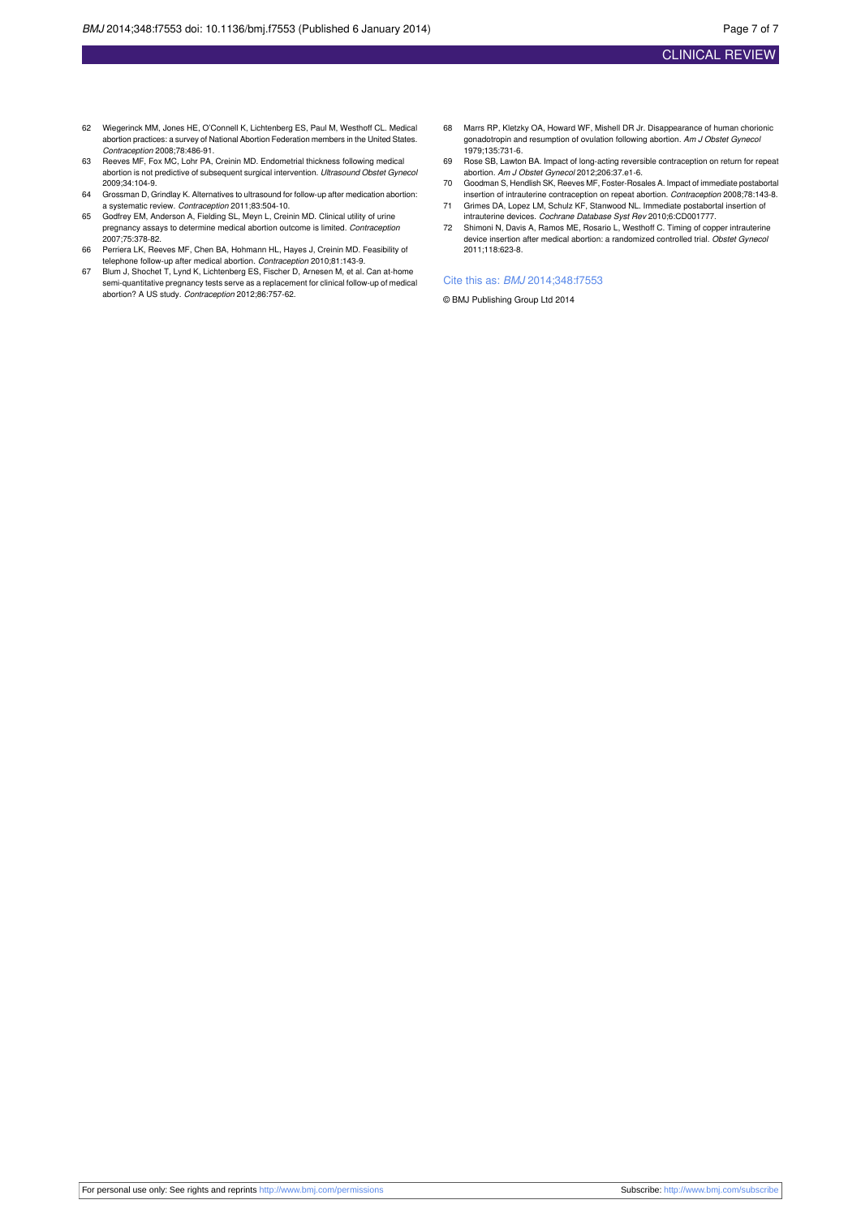62 Wiegerinck MM, Jones HE, O'Connell K, Lichtenberg ES, Paul M, Westhoff CL. Medical abortion practices: a survey of National Abortion Federation members in the United States. *Contraception* 2008;78:486-91.

63 Reeves MF, Fox MC, Lohr PA, Creinin MD. Endometrial thickness following medical abortion is not predictive of subsequent surgical intervention. *Ultrasound Obstet Gynecol* 2009;34:104-9.

64 Grossman D, Grindlay K. Alternatives to ultrasound for follow-up after medication abortion: a systematic review. *Contraception* 2011;83:504-10.

65 Godfrey EM, Anderson A, Fielding SL, Meyn L, Creinin MD. Clinical utility of urine pregnancy assays to determine medical abortion outcome is limited. *Contraception* 2007;75:378-82.

66 Perriera LK, Reeves MF, Chen BA, Hohmann HL, Hayes J, Creinin MD. Feasibility of telephone follow-up after medical abortion. *Contraception* 2010;81:143-9.

67 Blum J, Shochet T, Lynd K, Lichtenberg ES, Fischer D, Arnesen M, et al. Can at-home semi-quantitative pregnancy tests serve as a replacement for clinical follow-up of medical abortion? A US study. *Contraception* 2012;86:757-62.

68 Marrs RP, Kletzky OA, Howard WF, Mishell DR Jr. Disappearance of human chorionic gonadotropin and resumption of ovulation following abortion. *Am J Obstet Gynecol* 1979;135:731-6.

69 Rose SB, Lawton BA. Impact of long-acting reversible contraception on return for repeat abortion. *Am J Obstet Gynecol* 2012;206:37.e1-6.

70 Goodman S, Hendlish SK, Reeves MF, Foster-Rosales A. Impact of immediate postabortal insertion of intrauterine contraception on repeat abortion. *Contraception* 2008;78:143-8.

71 Grimes DA, Lopez LM, Schulz KF, Stanwood NL. Immediate postabortal insertion of intrauterine devices. *Cochrane Database Syst Rev* 2010;6:CD001777.

72 Shimoni N, Davis A, Ramos ME, Rosario L, Westhoff C. Timing of copper intrauterine device insertion after medical abortion: a randomized controlled trial. *Obstet Gynecol* 2011;118:623-8.

Cite this as: *BMJ* 2014;348:f7553

© BMJ Publishing Group Ltd 2014